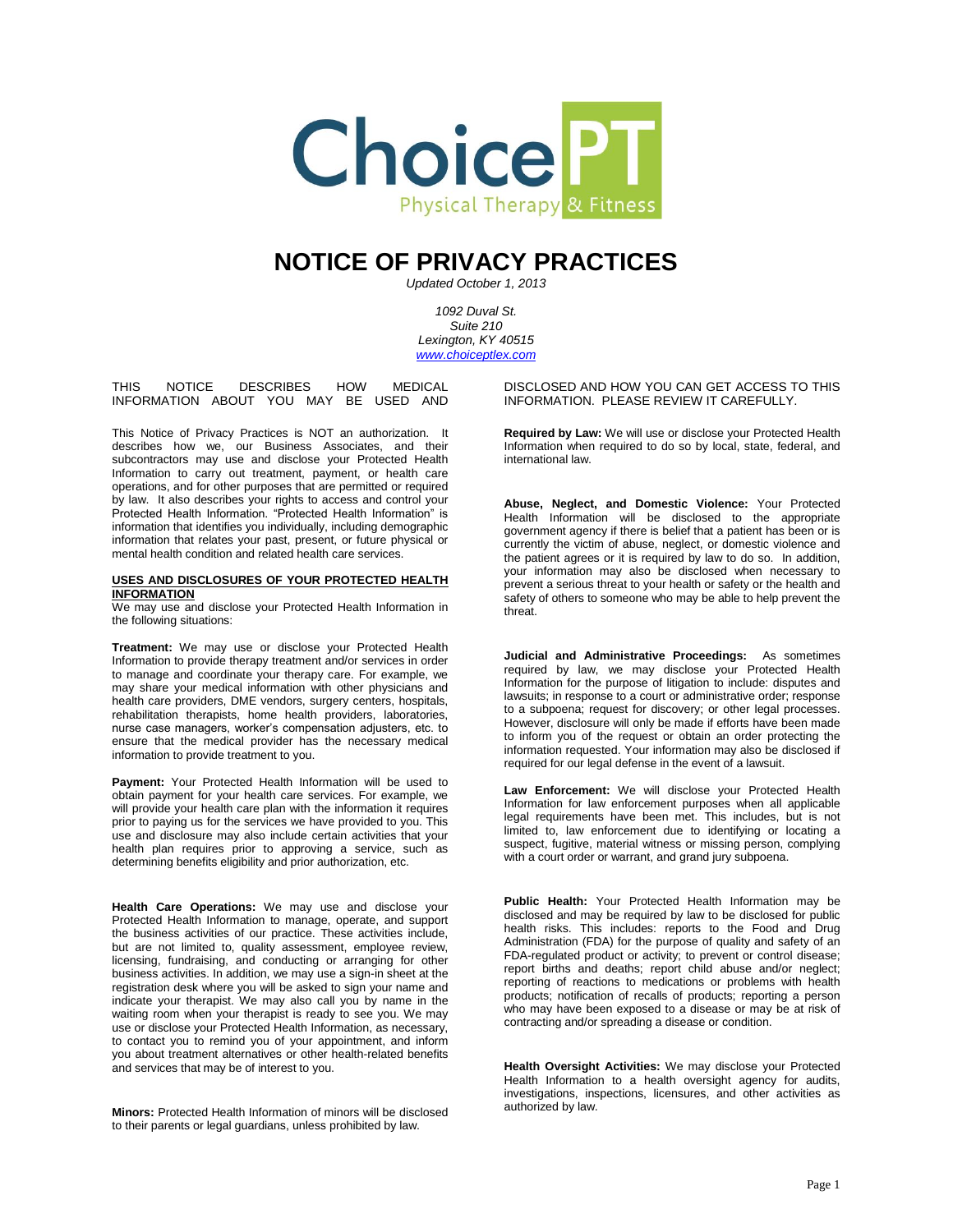ChoicePT
Physical Therapy & Fitness

# NOTICE OF PRIVACY PRACTICES

*Updated October 1, 2013*

*1092 Duval St.*
*Suite 210*
*Lexington, KY 40515*
*[www.choiceptlex.com](http://www.choiceptlex.com)*

THIS NOTICE DESCRIBES HOW MEDICAL INFORMATION ABOUT YOU MAY BE USED AND DISCLOSED AND HOW YOU CAN GET ACCESS TO THIS INFORMATION. PLEASE REVIEW IT CAREFULLY.

This Notice of Privacy Practices is NOT an authorization. It describes how we, our Business Associates, and their subcontractors may use and disclose your Protected Health Information to carry out treatment, payment, or health care operations, and for other purposes that are permitted or required by law. It also describes your rights to access and control your Protected Health Information. "Protected Health Information" is information that identifies you individually, including demographic information that relates your past, present, or future physical or mental health condition and related health care services.

## USES AND DISCLOSURES OF YOUR PROTECTED HEALTH INFORMATION

We may use and disclose your Protected Health Information in the following situations:

**Treatment:** We may use or disclose your Protected Health Information to provide therapy treatment and/or services in order to manage and coordinate your therapy care. For example, we may share your medical information with other physicians and health care providers, DME vendors, surgery centers, hospitals, rehabilitation therapists, home health providers, laboratories, nurse case managers, worker's compensation adjusters, etc. to ensure that the medical provider has the necessary medical information to provide treatment to you.

**Payment:** Your Protected Health Information will be used to obtain payment for your health care services. For example, we will provide your health care plan with the information it requires prior to paying us for the services we have provided to you. This use and disclosure may also include certain activities that your health plan requires prior to approving a service, such as determining benefits eligibility and prior authorization, etc.

**Health Care Operations:** We may use and disclose your Protected Health Information to manage, operate, and support the business activities of our practice. These activities include, but are not limited to, quality assessment, employee review, licensing, fundraising, and conducting or arranging for other business activities. In addition, we may use a sign-in sheet at the registration desk where you will be asked to sign your name and indicate your therapist. We may also call you by name in the waiting room when your therapist is ready to see you. We may use or disclose your Protected Health Information, as necessary, to contact you to remind you of your appointment, and inform you about treatment alternatives or other health-related benefits and services that may be of interest to you.

**Minors:** Protected Health Information of minors will be disclosed to their parents or legal guardians, unless prohibited by law.

**Required by Law:** We will use or disclose your Protected Health Information when required to do so by local, state, federal, and international law.

**Abuse, Neglect, and Domestic Violence:** Your Protected Health Information will be disclosed to the appropriate government agency if there is belief that a patient has been or is currently the victim of abuse, neglect, or domestic violence and the patient agrees or it is required by law to do so. In addition, your information may also be disclosed when necessary to prevent a serious threat to your health or safety or the health and safety of others to someone who may be able to help prevent the threat.

**Judicial and Administrative Proceedings:** As sometimes required by law, we may disclose your Protected Health Information for the purpose of litigation to include: disputes and lawsuits; in response to a court or administrative order; response to a subpoena; request for discovery; or other legal processes. However, disclosure will only be made if efforts have been made to inform you of the request or obtain an order protecting the information requested. Your information may also be disclosed if required for our legal defense in the event of a lawsuit.

**Law Enforcement:** We will disclose your Protected Health Information for law enforcement purposes when all applicable legal requirements have been met. This includes, but is not limited to, law enforcement due to identifying or locating a suspect, fugitive, material witness or missing person, complying with a court order or warrant, and grand jury subpoena.

**Public Health:** Your Protected Health Information may be disclosed and may be required by law to be disclosed for public health risks. This includes: reports to the Food and Drug Administration (FDA) for the purpose of quality and safety of an FDA-regulated product or activity; to prevent or control disease; report births and deaths; report child abuse and/or neglect; reporting of reactions to medications or problems with health products; notification of recalls of products; reporting a person who may have been exposed to a disease or may be at risk of contracting and/or spreading a disease or condition.

**Health Oversight Activities:** We may disclose your Protected Health Information to a health oversight agency for audits, investigations, inspections, licensures, and other activities as authorized by law.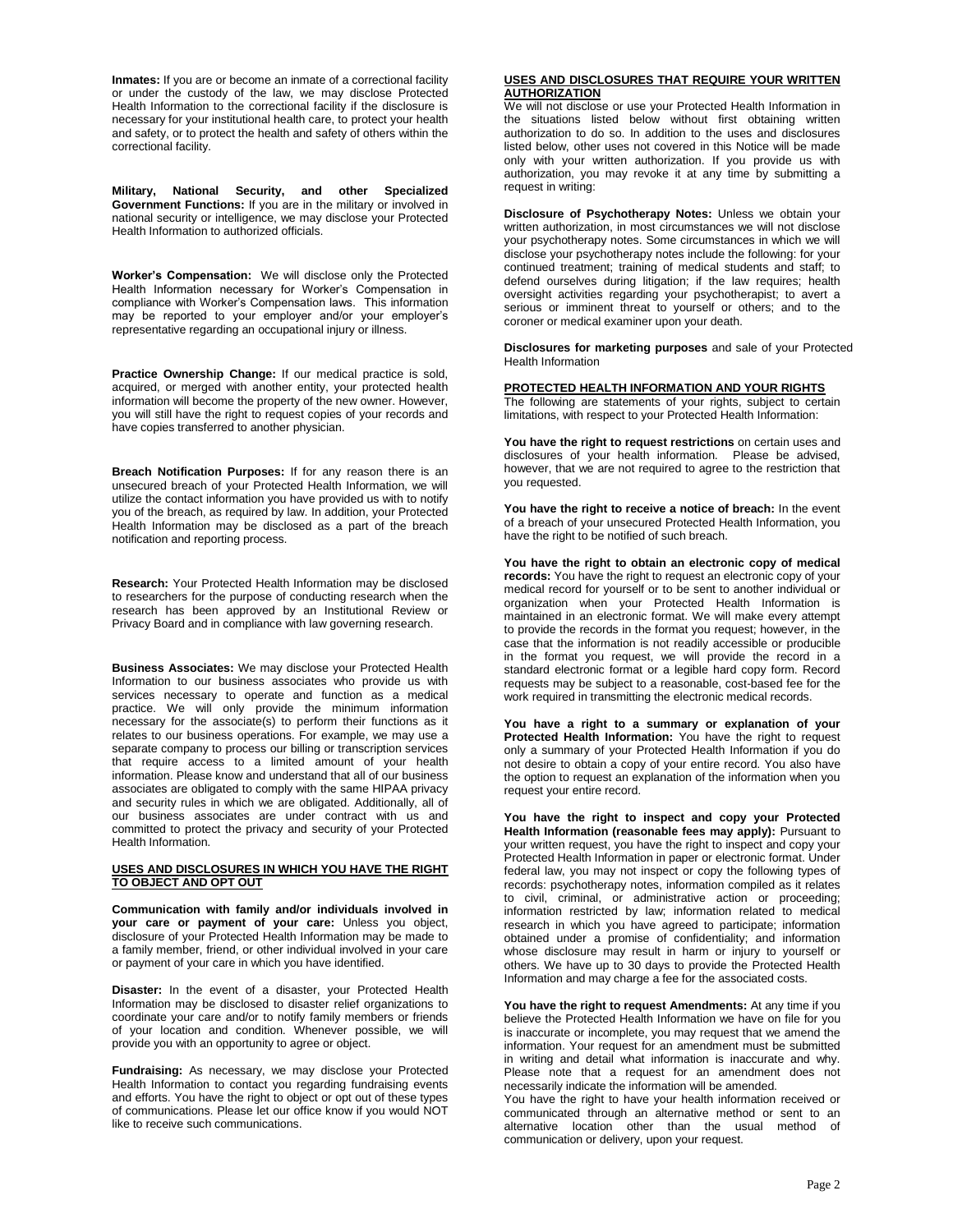**Inmates:** If you are or become an inmate of a correctional facility or under the custody of the law, we may disclose Protected Health Information to the correctional facility if the disclosure is necessary for your institutional health care, to protect your health and safety, or to protect the health and safety of others within the correctional facility.

**Military, National Security, and other Specialized Government Functions:** If you are in the military or involved in national security or intelligence, we may disclose your Protected Health Information to authorized officials.

**Worker's Compensation:** We will disclose only the Protected Health Information necessary for Worker's Compensation in compliance with Worker's Compensation laws. This information may be reported to your employer and/or your employer's representative regarding an occupational injury or illness.

**Practice Ownership Change:** If our medical practice is sold, acquired, or merged with another entity, your protected health information will become the property of the new owner. However, you will still have the right to request copies of your records and have copies transferred to another physician.

**Breach Notification Purposes:** If for any reason there is an unsecured breach of your Protected Health Information, we will utilize the contact information you have provided us with to notify you of the breach, as required by law. In addition, your Protected Health Information may be disclosed as a part of the breach notification and reporting process.

**Research:** Your Protected Health Information may be disclosed to researchers for the purpose of conducting research when the research has been approved by an Institutional Review or Privacy Board and in compliance with law governing research.

**Business Associates:** We may disclose your Protected Health Information to our business associates who provide us with services necessary to operate and function as a medical practice. We will only provide the minimum information necessary for the associate(s) to perform their functions as it relates to our business operations. For example, we may use a separate company to process our billing or transcription services that require access to a limited amount of your health information. Please know and understand that all of our business associates are obligated to comply with the same HIPAA privacy and security rules in which we are obligated. Additionally, all of our business associates are under contract with us and committed to protect the privacy and security of your Protected Health Information.

## USES AND DISCLOSURES IN WHICH YOU HAVE THE RIGHT TO OBJECT AND OPT OUT

**Communication with family and/or individuals involved in your care or payment of your care:** Unless you object, disclosure of your Protected Health Information may be made to a family member, friend, or other individual involved in your care or payment of your care in which you have identified.

**Disaster:** In the event of a disaster, your Protected Health Information may be disclosed to disaster relief organizations to coordinate your care and/or to notify family members or friends of your location and condition. Whenever possible, we will provide you with an opportunity to agree or object.

**Fundraising:** As necessary, we may disclose your Protected Health Information to contact you regarding fundraising events and efforts. You have the right to object or opt out of these types of communications. Please let our office know if you would NOT like to receive such communications.

## USES AND DISCLOSURES THAT REQUIRE YOUR WRITTEN AUTHORIZATION

We will not disclose or use your Protected Health Information in the situations listed below without first obtaining written authorization to do so. In addition to the uses and disclosures listed below, other uses not covered in this Notice will be made only with your written authorization. If you provide us with authorization, you may revoke it at any time by submitting a request in writing:

**Disclosure of Psychotherapy Notes:** Unless we obtain your written authorization, in most circumstances we will not disclose your psychotherapy notes. Some circumstances in which we will disclose your psychotherapy notes include the following: for your continued treatment; training of medical students and staff; to defend ourselves during litigation; if the law requires; health oversight activities regarding your psychotherapist; to avert a serious or imminent threat to yourself or others; and to the coroner or medical examiner upon your death.

**Disclosures for marketing purposes** and sale of your Protected Health Information

## PROTECTED HEALTH INFORMATION AND YOUR RIGHTS

The following are statements of your rights, subject to certain limitations, with respect to your Protected Health Information:

**You have the right to request restrictions** on certain uses and disclosures of your health information. Please be advised, however, that we are not required to agree to the restriction that you requested.

**You have the right to receive a notice of breach:** In the event of a breach of your unsecured Protected Health Information, you have the right to be notified of such breach.

**You have the right to obtain an electronic copy of medical records:** You have the right to request an electronic copy of your medical record for yourself or to be sent to another individual or organization when your Protected Health Information is maintained in an electronic format. We will make every attempt to provide the records in the format you request; however, in the case that the information is not readily accessible or producible in the format you request, we will provide the record in a standard electronic format or a legible hard copy form. Record requests may be subject to a reasonable, cost-based fee for the work required in transmitting the electronic medical records.

**You have a right to a summary or explanation of your Protected Health Information:** You have the right to request only a summary of your Protected Health Information if you do not desire to obtain a copy of your entire record. You also have the option to request an explanation of the information when you request your entire record.

**You have the right to inspect and copy your Protected Health Information (reasonable fees may apply):** Pursuant to your written request, you have the right to inspect and copy your Protected Health Information in paper or electronic format. Under federal law, you may not inspect or copy the following types of records: psychotherapy notes, information compiled as it relates to civil, criminal, or administrative action or proceeding; information restricted by law; information related to medical research in which you have agreed to participate; information obtained under a promise of confidentiality; and information whose disclosure may result in harm or injury to yourself or others. We have up to 30 days to provide the Protected Health Information and may charge a fee for the associated costs.

**You have the right to request Amendments:** At any time if you believe the Protected Health Information we have on file for you is inaccurate or incomplete, you may request that we amend the information. Your request for an amendment must be submitted in writing and detail what information is inaccurate and why. Please note that a request for an amendment does not necessarily indicate the information will be amended.

You have the right to have your health information received or communicated through an alternative method or sent to an alternative location other than the usual method of communication or delivery, upon your request.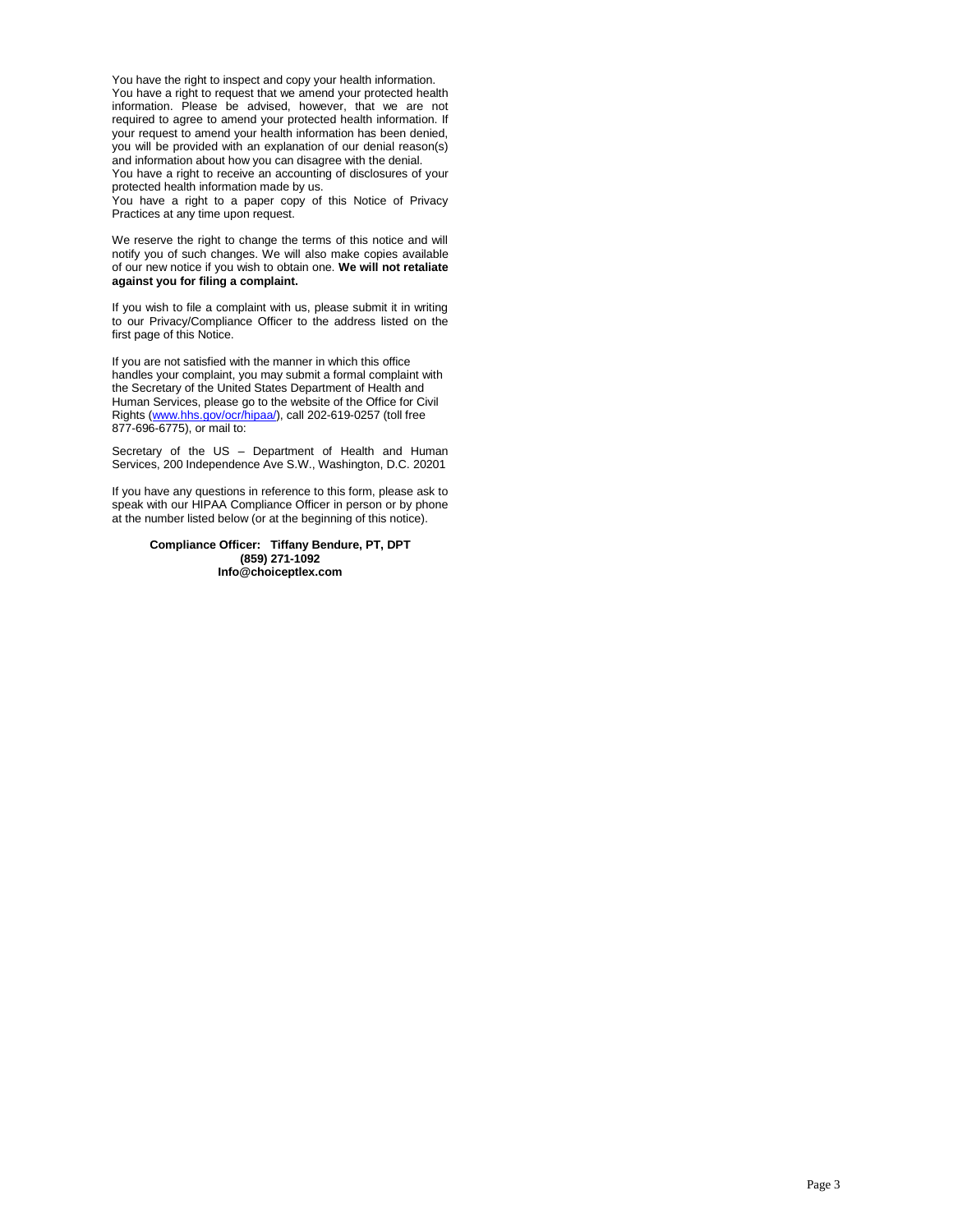You have the right to inspect and copy your health information.
You have a right to request that we amend your protected health information. Please be advised, however, that we are not required to agree to amend your protected health information. If your request to amend your health information has been denied, you will be provided with an explanation of our denial reason(s) and information about how you can disagree with the denial.
You have a right to receive an accounting of disclosures of your protected health information made by us.
You have a right to a paper copy of this Notice of Privacy Practices at any time upon request.

We reserve the right to change the terms of this notice and will notify you of such changes. We will also make copies available of our new notice if you wish to obtain one. **We will not retaliate against you for filing a complaint.**

If you wish to file a complaint with us, please submit it in writing to our Privacy/Compliance Officer to the address listed on the first page of this Notice.

If you are not satisfied with the manner in which this office handles your complaint, you may submit a formal complaint with the Secretary of the United States Department of Health and Human Services, please go to the website of the Office for Civil Rights (www.hhs.gov/ocr/hipaa/), call 202-619-0257 (toll free 877-696-6775), or mail to:

Secretary of the US – Department of Health and Human Services, 200 Independence Ave S.W., Washington, D.C. 20201

If you have any questions in reference to this form, please ask to speak with our HIPAA Compliance Officer in person or by phone at the number listed below (or at the beginning of this notice).

**Compliance Officer: Tiffany Bendure, PT, DPT**
**(859) 271-1092**
**Info@choiceptlex.com**